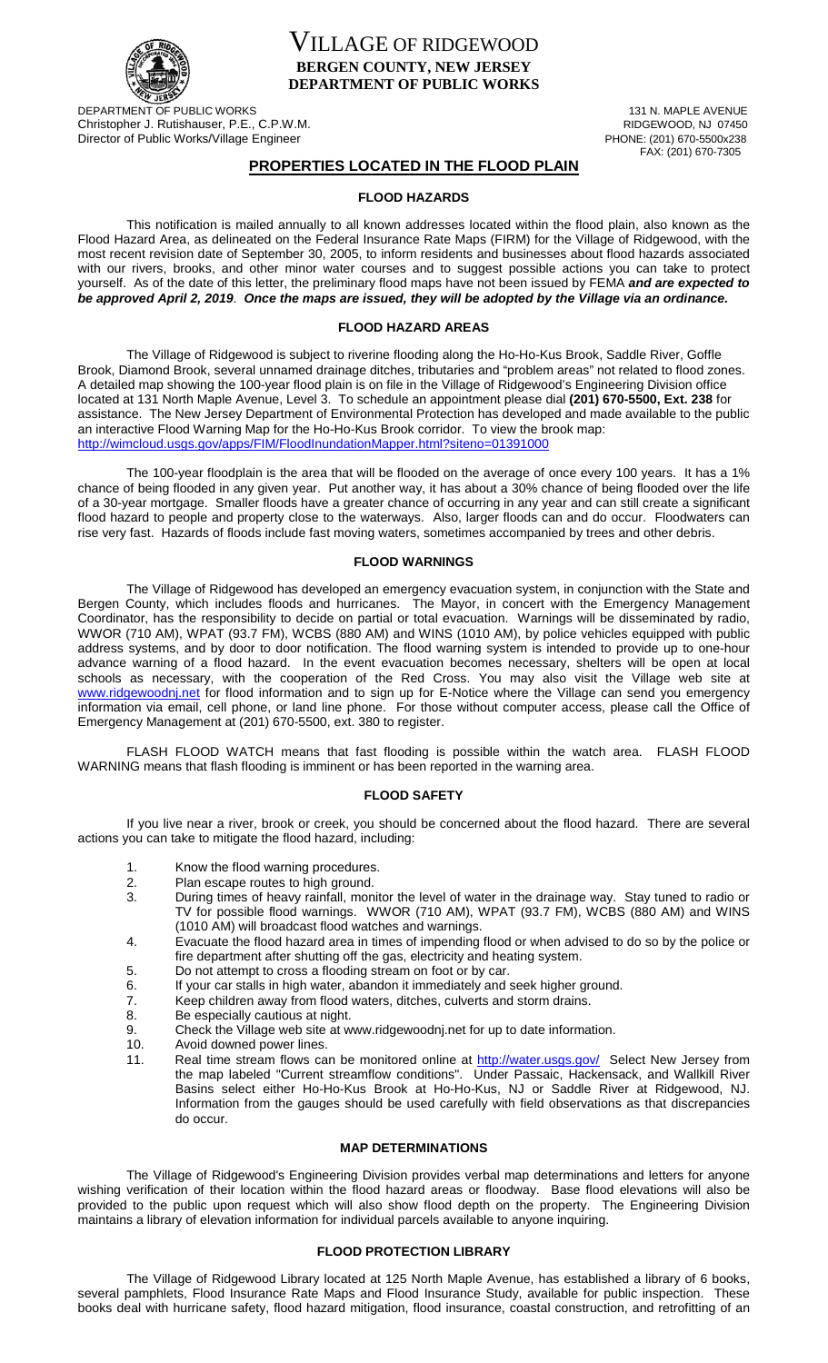# VILLAGE OF RIDGEWOOD
**BERGEN COUNTY, NEW JERSEY**
**DEPARTMENT OF PUBLIC WORKS**

DEPARTMENT OF PUBLIC WORKS
Christopher J. Rutishauser, P.E., C.P.W.M.
Director of Public Works/Village Engineer

131 N. MAPLE AVENUE
RIDGEWOOD, NJ 07450
PHONE: (201) 670-5500x238
FAX: (201) 670-7305

## PROPERTIES LOCATED IN THE FLOOD PLAIN

### FLOOD HAZARDS

This notification is mailed annually to all known addresses located within the flood plain, also known as the Flood Hazard Area, as delineated on the Federal Insurance Rate Maps (FIRM) for the Village of Ridgewood, with the most recent revision date of September 30, 2005, to inform residents and businesses about flood hazards associated with our rivers, brooks, and other minor water courses and to suggest possible actions you can take to protect yourself. As of the date of this letter, the preliminary flood maps have not been issued by FEMA ***and are expected to be approved April 2, 2019***. ***Once the maps are issued, they will be adopted by the Village via an ordinance.***

### FLOOD HAZARD AREAS

The Village of Ridgewood is subject to riverine flooding along the Ho-Ho-Kus Brook, Saddle River, Goffle Brook, Diamond Brook, several unnamed drainage ditches, tributaries and "problem areas" not related to flood zones. A detailed map showing the 100-year flood plain is on file in the Village of Ridgewood's Engineering Division office located at 131 North Maple Avenue, Level 3. To schedule an appointment please dial **(201) 670-5500, Ext. 238** for assistance. The New Jersey Department of Environmental Protection has developed and made available to the public an interactive Flood Warning Map for the Ho-Ho-Kus Brook corridor. To view the brook map: http://wimcloud.usgs.gov/apps/FIM/FloodInundationMapper.html?siteno=01391000

The 100-year floodplain is the area that will be flooded on the average of once every 100 years. It has a 1% chance of being flooded in any given year. Put another way, it has about a 30% chance of being flooded over the life of a 30-year mortgage. Smaller floods have a greater chance of occurring in any year and can still create a significant flood hazard to people and property close to the waterways. Also, larger floods can and do occur. Floodwaters can rise very fast. Hazards of floods include fast moving waters, sometimes accompanied by trees and other debris.

### FLOOD WARNINGS

The Village of Ridgewood has developed an emergency evacuation system, in conjunction with the State and Bergen County, which includes floods and hurricanes. The Mayor, in concert with the Emergency Management Coordinator, has the responsibility to decide on partial or total evacuation. Warnings will be disseminated by radio, WWOR (710 AM), WPAT (93.7 FM), WCBS (880 AM) and WINS (1010 AM), by police vehicles equipped with public address systems, and by door to door notification. The flood warning system is intended to provide up to one-hour advance warning of a flood hazard. In the event evacuation becomes necessary, shelters will be open at local schools as necessary, with the cooperation of the Red Cross. You may also visit the Village web site at www.ridgewoodnj.net for flood information and to sign up for E-Notice where the Village can send you emergency information via email, cell phone, or land line phone. For those without computer access, please call the Office of Emergency Management at (201) 670-5500, ext. 380 to register.

FLASH FLOOD WATCH means that fast flooding is possible within the watch area. FLASH FLOOD WARNING means that flash flooding is imminent or has been reported in the warning area.

### FLOOD SAFETY

If you live near a river, brook or creek, you should be concerned about the flood hazard. There are several actions you can take to mitigate the flood hazard, including:

1. Know the flood warning procedures.
2. Plan escape routes to high ground.
3. During times of heavy rainfall, monitor the level of water in the drainage way. Stay tuned to radio or TV for possible flood warnings. WWOR (710 AM), WPAT (93.7 FM), WCBS (880 AM) and WINS (1010 AM) will broadcast flood watches and warnings.
4. Evacuate the flood hazard area in times of impending flood or when advised to do so by the police or fire department after shutting off the gas, electricity and heating system.
5. Do not attempt to cross a flooding stream on foot or by car.
6. If your car stalls in high water, abandon it immediately and seek higher ground.
7. Keep children away from flood waters, ditches, culverts and storm drains.
8. Be especially cautious at night.
9. Check the Village web site at www.ridgewoodnj.net for up to date information.
10. Avoid downed power lines.
11. Real time stream flows can be monitored online at http://water.usgs.gov/ Select New Jersey from the map labeled "Current streamflow conditions". Under Passaic, Hackensack, and Wallkill River Basins select either Ho-Ho-Kus Brook at Ho-Ho-Kus, NJ or Saddle River at Ridgewood, NJ. Information from the gauges should be used carefully with field observations as that discrepancies do occur.

### MAP DETERMINATIONS

The Village of Ridgewood's Engineering Division provides verbal map determinations and letters for anyone wishing verification of their location within the flood hazard areas or floodway. Base flood elevations will also be provided to the public upon request which will also show flood depth on the property. The Engineering Division maintains a library of elevation information for individual parcels available to anyone inquiring.

### FLOOD PROTECTION LIBRARY

The Village of Ridgewood Library located at 125 North Maple Avenue, has established a library of 6 books, several pamphlets, Flood Insurance Rate Maps and Flood Insurance Study, available for public inspection. These books deal with hurricane safety, flood hazard mitigation, flood insurance, coastal construction, and retrofitting of an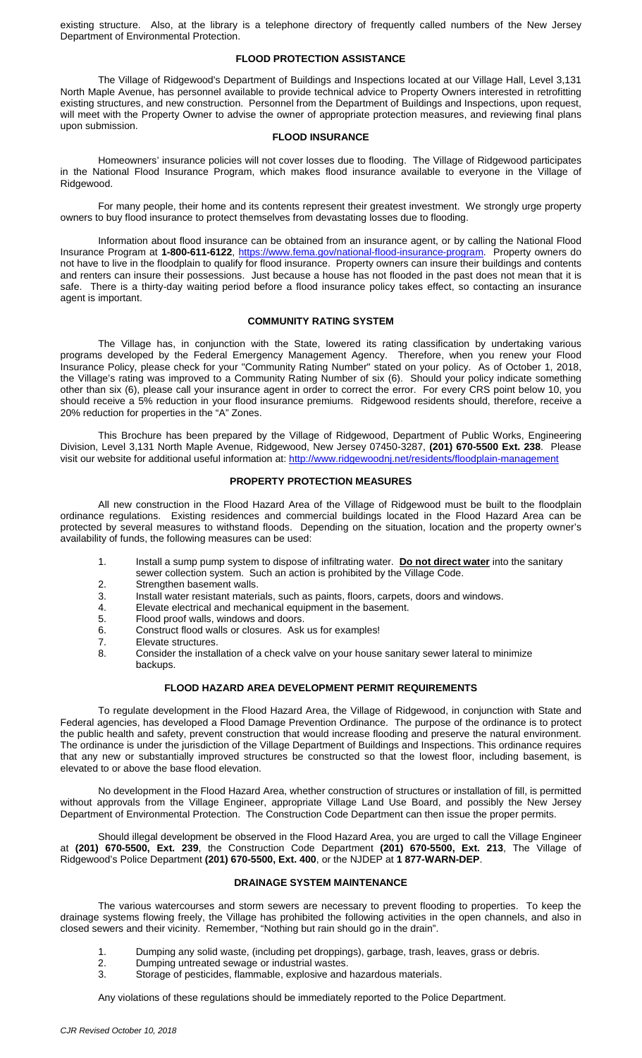existing structure. Also, at the library is a telephone directory of frequently called numbers of the New Jersey Department of Environmental Protection.

## FLOOD PROTECTION ASSISTANCE

The Village of Ridgewood's Department of Buildings and Inspections located at our Village Hall, Level 3,131 North Maple Avenue, has personnel available to provide technical advice to Property Owners interested in retrofitting existing structures, and new construction. Personnel from the Department of Buildings and Inspections, upon request, will meet with the Property Owner to advise the owner of appropriate protection measures, and reviewing final plans upon submission.

## FLOOD INSURANCE

Homeowners' insurance policies will not cover losses due to flooding. The Village of Ridgewood participates in the National Flood Insurance Program, which makes flood insurance available to everyone in the Village of Ridgewood.

For many people, their home and its contents represent their greatest investment. We strongly urge property owners to buy flood insurance to protect themselves from devastating losses due to flooding.

Information about flood insurance can be obtained from an insurance agent, or by calling the National Flood Insurance Program at **1-800-611-6122**, https://www.fema.gov/national-flood-insurance-program. Property owners do not have to live in the floodplain to qualify for flood insurance. Property owners can insure their buildings and contents and renters can insure their possessions. Just because a house has not flooded in the past does not mean that it is safe. There is a thirty-day waiting period before a flood insurance policy takes effect, so contacting an insurance agent is important.

## COMMUNITY RATING SYSTEM

The Village has, in conjunction with the State, lowered its rating classification by undertaking various programs developed by the Federal Emergency Management Agency. Therefore, when you renew your Flood Insurance Policy, please check for your "Community Rating Number" stated on your policy. As of October 1, 2018, the Village's rating was improved to a Community Rating Number of six (6). Should your policy indicate something other than six (6), please call your insurance agent in order to correct the error. For every CRS point below 10, you should receive a 5% reduction in your flood insurance premiums. Ridgewood residents should, therefore, receive a 20% reduction for properties in the "A" Zones.

This Brochure has been prepared by the Village of Ridgewood, Department of Public Works, Engineering Division, Level 3,131 North Maple Avenue, Ridgewood, New Jersey 07450-3287, **(201) 670-5500 Ext. 238**. Please visit our website for additional useful information at: http://www.ridgewoodnj.net/residents/floodplain-management

## PROPERTY PROTECTION MEASURES

All new construction in the Flood Hazard Area of the Village of Ridgewood must be built to the floodplain ordinance regulations. Existing residences and commercial buildings located in the Flood Hazard Area can be protected by several measures to withstand floods. Depending on the situation, location and the property owner's availability of funds, the following measures can be used:

1. Install a sump pump system to dispose of infiltrating water. **Do not direct water** into the sanitary sewer collection system. Such an action is prohibited by the Village Code.
2. Strengthen basement walls.
3. Install water resistant materials, such as paints, floors, carpets, doors and windows.
4. Elevate electrical and mechanical equipment in the basement.
5. Flood proof walls, windows and doors.
6. Construct flood walls or closures. Ask us for examples!
7. Elevate structures.
8. Consider the installation of a check valve on your house sanitary sewer lateral to minimize backups.

## FLOOD HAZARD AREA DEVELOPMENT PERMIT REQUIREMENTS

To regulate development in the Flood Hazard Area, the Village of Ridgewood, in conjunction with State and Federal agencies, has developed a Flood Damage Prevention Ordinance. The purpose of the ordinance is to protect the public health and safety, prevent construction that would increase flooding and preserve the natural environment. The ordinance is under the jurisdiction of the Village Department of Buildings and Inspections. This ordinance requires that any new or substantially improved structures be constructed so that the lowest floor, including basement, is elevated to or above the base flood elevation.

No development in the Flood Hazard Area, whether construction of structures or installation of fill, is permitted without approvals from the Village Engineer, appropriate Village Land Use Board, and possibly the New Jersey Department of Environmental Protection. The Construction Code Department can then issue the proper permits.

Should illegal development be observed in the Flood Hazard Area, you are urged to call the Village Engineer at **(201) 670-5500, Ext. 239**, the Construction Code Department **(201) 670-5500, Ext. 213**, The Village of Ridgewood's Police Department **(201) 670-5500, Ext. 400**, or the NJDEP at **1 877-WARN-DEP**.

## DRAINAGE SYSTEM MAINTENANCE

The various watercourses and storm sewers are necessary to prevent flooding to properties. To keep the drainage systems flowing freely, the Village has prohibited the following activities in the open channels, and also in closed sewers and their vicinity. Remember, "Nothing but rain should go in the drain".

1. Dumping any solid waste, (including pet droppings), garbage, trash, leaves, grass or debris.
2. Dumping untreated sewage or industrial wastes.
3. Storage of pesticides, flammable, explosive and hazardous materials.

Any violations of these regulations should be immediately reported to the Police Department.

*CJR Revised October 10, 2018*